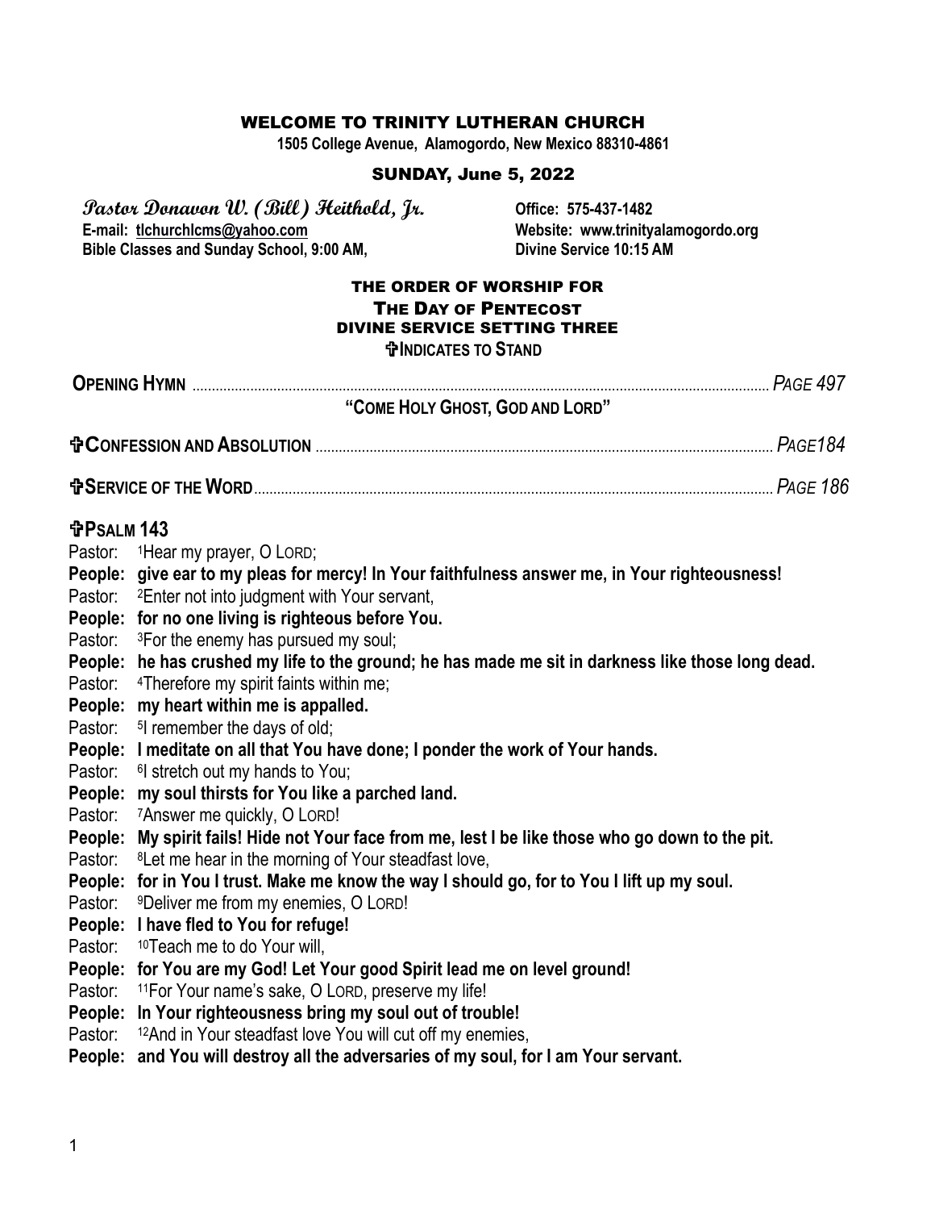# WELCOME TO TRINITY LUTHERAN CHURCH

**1505 College Avenue, Alamogordo, New Mexico 88310-4861**

## SUNDAY, June 5, 2022

**Pastor Donavon W. (Bill) Heithold, Jr.** — **Office: 575-437-1482**

**E-mail: tlchurchlcms@yahoo.com** — **Website: www.trinityalamogordo.org**

**Bible Classes and Sunday School, 9:00 AM,** — **Divine Service 10:15 AM**

## THE ORDER OF WORSHIP FOR
## THE DAY OF PENTECOST
## DIVINE SERVICE SETTING THREE

**✞INDICATES TO STAND**

**OPENING HYMN** .......... *PAGE 497*

**"COME HOLY GHOST, GOD AND LORD"**

**✞CONFESSION AND ABSOLUTION** .......... *PAGE184*

**✞SERVICE OF THE WORD** .......... *PAGE 186*

**✞PSALM 143**

Pastor: [1]Hear my prayer, O LORD;
**People: give ear to my pleas for mercy! In Your faithfulness answer me, in Your righteousness!**
Pastor: [2]Enter not into judgment with Your servant,
**People: for no one living is righteous before You.**
Pastor: [3]For the enemy has pursued my soul;
**People: he has crushed my life to the ground; he has made me sit in darkness like those long dead.**
Pastor: [4]Therefore my spirit faints within me;
**People: my heart within me is appalled.**
Pastor: [5]I remember the days of old;
**People: I meditate on all that You have done; I ponder the work of Your hands.**
Pastor: [6]I stretch out my hands to You;
**People: my soul thirsts for You like a parched land.**
Pastor: [7]Answer me quickly, O LORD!
**People: My spirit fails! Hide not Your face from me, lest I be like those who go down to the pit.**
Pastor: [8]Let me hear in the morning of Your steadfast love,
**People: for in You I trust. Make me know the way I should go, for to You I lift up my soul.**
Pastor: [9]Deliver me from my enemies, O LORD!
**People: I have fled to You for refuge!**
Pastor: [10]Teach me to do Your will,
**People: for You are my God! Let Your good Spirit lead me on level ground!**
Pastor: [11]For Your name's sake, O LORD, preserve my life!
**People: In Your righteousness bring my soul out of trouble!**
Pastor: [12]And in Your steadfast love You will cut off my enemies,
**People: and You will destroy all the adversaries of my soul, for I am Your servant.**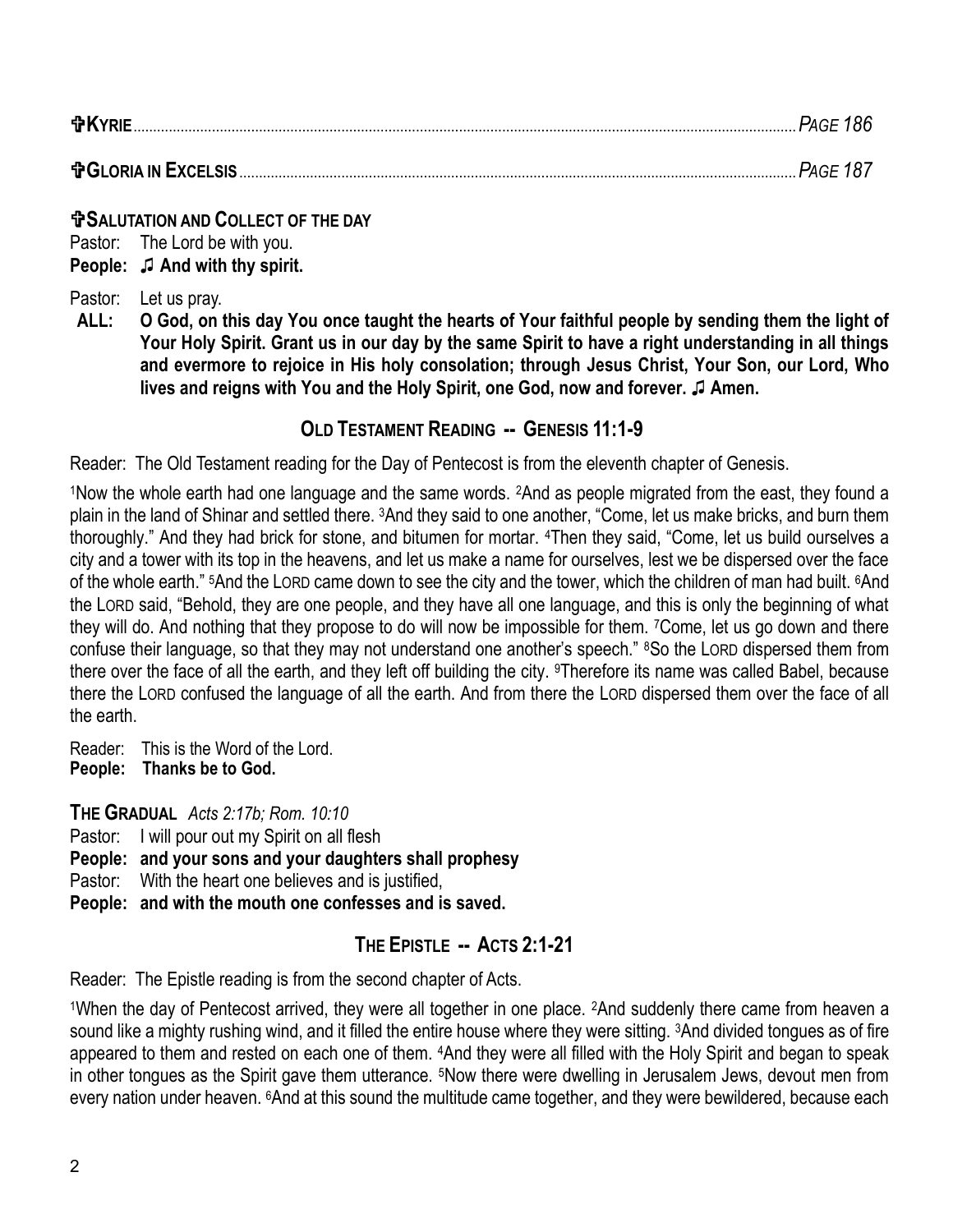**✞KYRIE**........................................................................................................................................................*PAGE 186*

**✞GLORIA IN EXCELSIS**..........................................................................................................................................*PAGE 187*

**✞SALUTATION AND COLLECT OF THE DAY**

Pastor: The Lord be with you.
**People: ♫ And with thy spirit.**

Pastor: Let us pray.
**ALL: O God, on this day You once taught the hearts of Your faithful people by sending them the light of Your Holy Spirit. Grant us in our day by the same Spirit to have a right understanding in all things and evermore to rejoice in His holy consolation; through Jesus Christ, Your Son, our Lord, Who lives and reigns with You and the Holy Spirit, one God, now and forever. ♫ Amen.**

## OLD TESTAMENT READING -- GENESIS 11:1-9

Reader: The Old Testament reading for the Day of Pentecost is from the eleventh chapter of Genesis.

1Now the whole earth had one language and the same words. 2And as people migrated from the east, they found a plain in the land of Shinar and settled there. 3And they said to one another, "Come, let us make bricks, and burn them thoroughly." And they had brick for stone, and bitumen for mortar. 4Then they said, "Come, let us build ourselves a city and a tower with its top in the heavens, and let us make a name for ourselves, lest we be dispersed over the face of the whole earth." 5And the LORD came down to see the city and the tower, which the children of man had built. 6And the LORD said, "Behold, they are one people, and they have all one language, and this is only the beginning of what they will do. And nothing that they propose to do will now be impossible for them. 7Come, let us go down and there confuse their language, so that they may not understand one another's speech." 8So the LORD dispersed them from there over the face of all the earth, and they left off building the city. 9Therefore its name was called Babel, because there the LORD confused the language of all the earth. And from there the LORD dispersed them over the face of all the earth.

Reader: This is the Word of the Lord.
**People: Thanks be to God.**

**THE GRADUAL** *Acts 2:17b; Rom. 10:10*

Pastor: I will pour out my Spirit on all flesh
**People: and your sons and your daughters shall prophesy**
Pastor: With the heart one believes and is justified,
**People: and with the mouth one confesses and is saved.**

## THE EPISTLE -- ACTS 2:1-21

Reader: The Epistle reading is from the second chapter of Acts.

1When the day of Pentecost arrived, they were all together in one place. 2And suddenly there came from heaven a sound like a mighty rushing wind, and it filled the entire house where they were sitting. 3And divided tongues as of fire appeared to them and rested on each one of them. 4And they were all filled with the Holy Spirit and began to speak in other tongues as the Spirit gave them utterance. 5Now there were dwelling in Jerusalem Jews, devout men from every nation under heaven. 6And at this sound the multitude came together, and they were bewildered, because each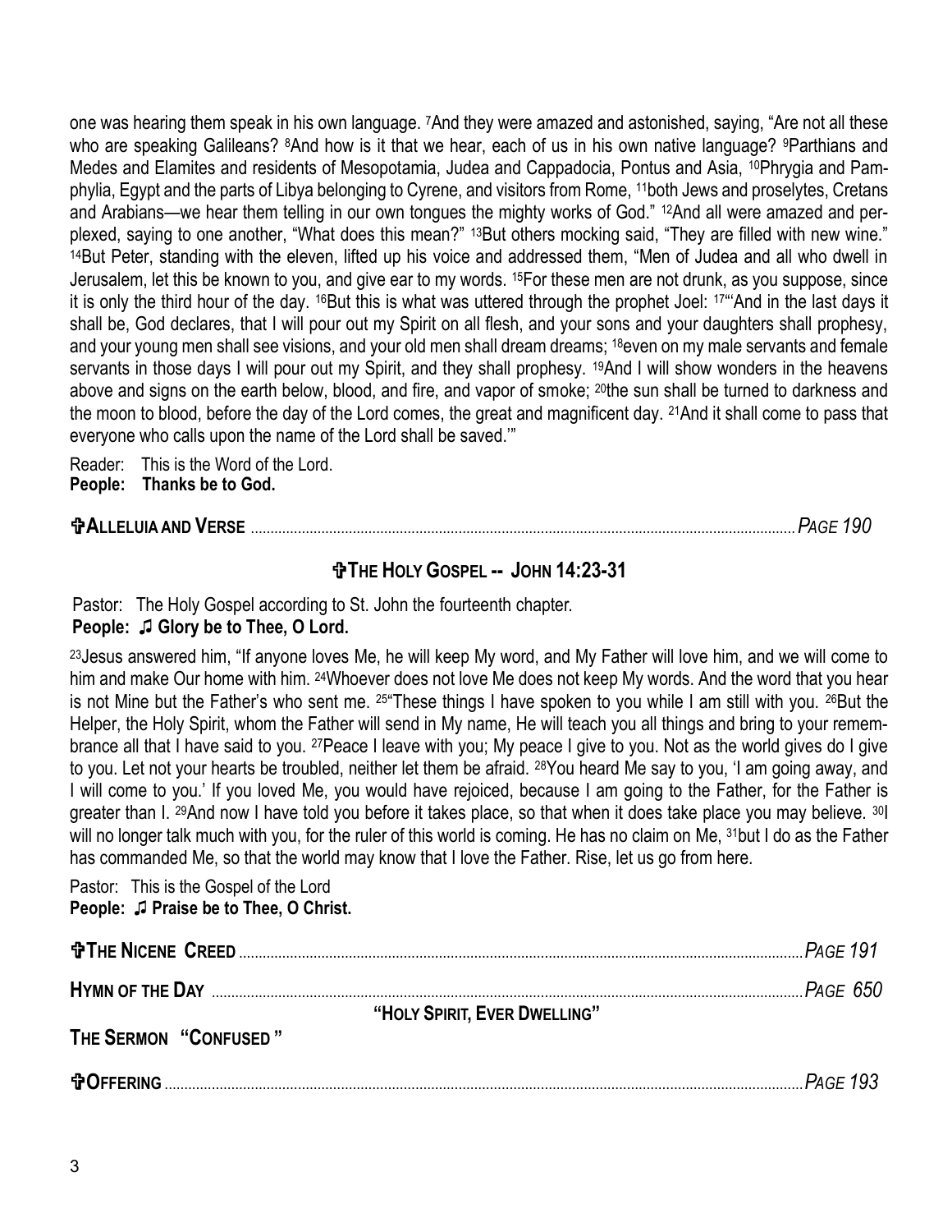one was hearing them speak in his own language. [7]And they were amazed and astonished, saying, "Are not all these who are speaking Galileans? [8]And how is it that we hear, each of us in his own native language? [9]Parthians and Medes and Elamites and residents of Mesopotamia, Judea and Cappadocia, Pontus and Asia, [10]Phrygia and Pamphylia, Egypt and the parts of Libya belonging to Cyrene, and visitors from Rome, [11]both Jews and proselytes, Cretans and Arabians—we hear them telling in our own tongues the mighty works of God." [12]And all were amazed and perplexed, saying to one another, "What does this mean?" [13]But others mocking said, "They are filled with new wine." [14]But Peter, standing with the eleven, lifted up his voice and addressed them, "Men of Judea and all who dwell in Jerusalem, let this be known to you, and give ear to my words. [15]For these men are not drunk, as you suppose, since it is only the third hour of the day. [16]But this is what was uttered through the prophet Joel: [17]"'And in the last days it shall be, God declares, that I will pour out my Spirit on all flesh, and your sons and your daughters shall prophesy, and your young men shall see visions, and your old men shall dream dreams; [18]even on my male servants and female servants in those days I will pour out my Spirit, and they shall prophesy. [19]And I will show wonders in the heavens above and signs on the earth below, blood, and fire, and vapor of smoke; [20]the sun shall be turned to darkness and the moon to blood, before the day of the Lord comes, the great and magnificent day. [21]And it shall come to pass that everyone who calls upon the name of the Lord shall be saved.'"

Reader: This is the Word of the Lord.
**People: Thanks be to God.**

**✞ALLELUIA AND VERSE** ........ *PAGE 190*

## ✞THE HOLY GOSPEL -- JOHN 14:23-31

Pastor: The Holy Gospel according to St. John the fourteenth chapter.
**People: ♫ Glory be to Thee, O Lord.**

[23]Jesus answered him, "If anyone loves Me, he will keep My word, and My Father will love him, and we will come to him and make Our home with him. [24]Whoever does not love Me does not keep My words. And the word that you hear is not Mine but the Father's who sent me. [25]"These things I have spoken to you while I am still with you. [26]But the Helper, the Holy Spirit, whom the Father will send in My name, He will teach you all things and bring to your remembrance all that I have said to you. [27]Peace I leave with you; My peace I give to you. Not as the world gives do I give to you. Let not your hearts be troubled, neither let them be afraid. [28]You heard Me say to you, 'I am going away, and I will come to you.' If you loved Me, you would have rejoiced, because I am going to the Father, for the Father is greater than I. [29]And now I have told you before it takes place, so that when it does take place you may believe. [30]I will no longer talk much with you, for the ruler of this world is coming. He has no claim on Me, [31]but I do as the Father has commanded Me, so that the world may know that I love the Father. Rise, let us go from here.

Pastor: This is the Gospel of the Lord
**People: ♫ Praise be to Thee, O Christ.**

**✞THE NICENE CREED** ........ *PAGE 191*

**HYMN OF THE DAY** ........ *PAGE 650*

**"HOLY SPIRIT, EVER DWELLING"**

**THE SERMON "CONFUSED"**

**✞OFFERING** ........ *PAGE 193*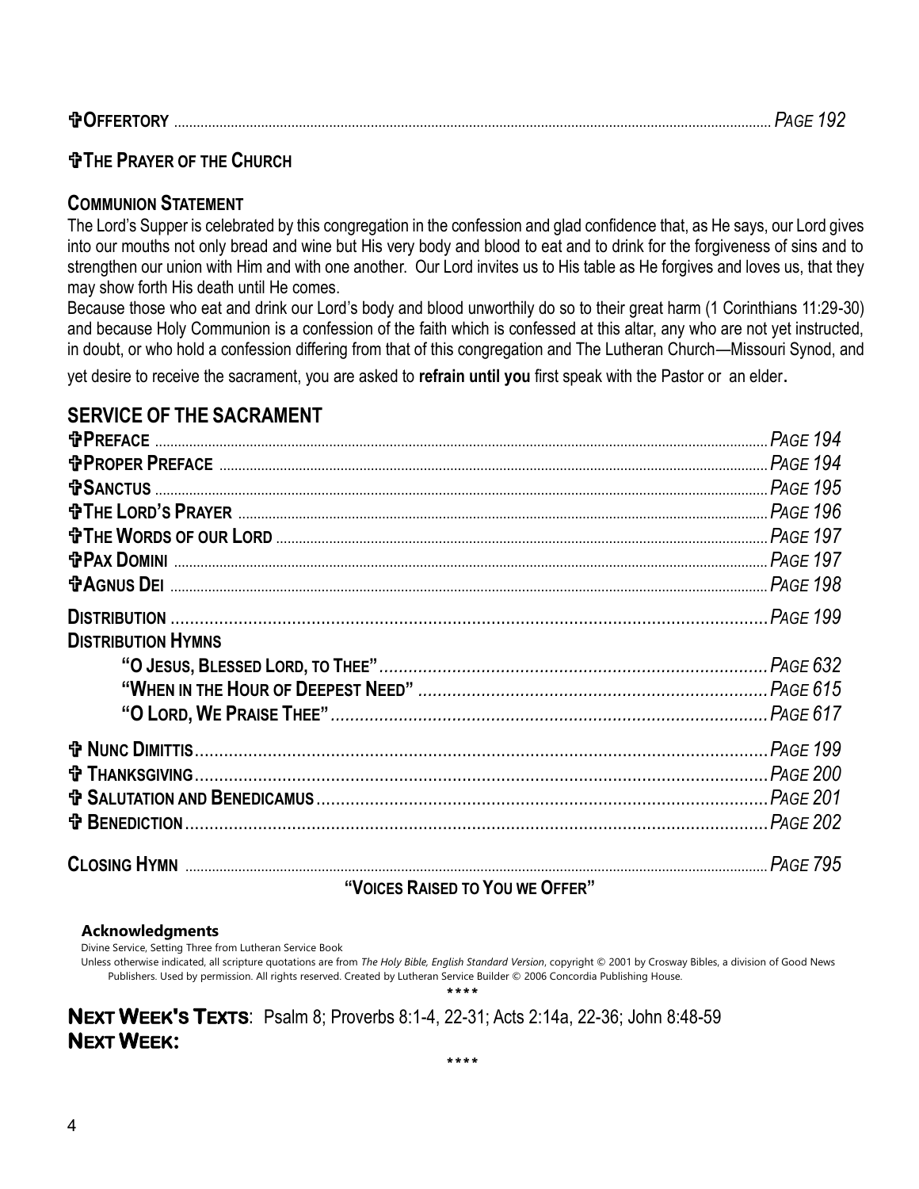**✞OFFERTORY** ........ *PAGE 192*

**✞THE PRAYER OF THE CHURCH**

**COMMUNION STATEMENT**

The Lord's Supper is celebrated by this congregation in the confession and glad confidence that, as He says, our Lord gives into our mouths not only bread and wine but His very body and blood to eat and to drink for the forgiveness of sins and to strengthen our union with Him and with one another. Our Lord invites us to His table as He forgives and loves us, that they may show forth His death until He comes.

Because those who eat and drink our Lord's body and blood unworthily do so to their great harm (1 Corinthians 11:29-30) and because Holy Communion is a confession of the faith which is confessed at this altar, any who are not yet instructed, in doubt, or who hold a confession differing from that of this congregation and The Lutheran Church—Missouri Synod, and yet desire to receive the sacrament, you are asked to **refrain until you** first speak with the Pastor or an elder.

## SERVICE OF THE SACRAMENT

**✞PREFACE** ........ *PAGE 194*

**✞PROPER PREFACE** ........ *PAGE 194*

**✞SANCTUS** ........ *PAGE 195*

**✞THE LORD'S PRAYER** ........ *PAGE 196*

**✞THE WORDS OF OUR LORD** ........ *PAGE 197*

**✞PAX DOMINI** ........ *PAGE 197*

**✞AGNUS DEI** ........ *PAGE 198*

**DISTRIBUTION** ........ *PAGE 199*

**DISTRIBUTION HYMNS**

- **"O JESUS, BLESSED LORD, TO THEE"** ........ *PAGE 632*
- **"WHEN IN THE HOUR OF DEEPEST NEED"** ........ *PAGE 615*
- **"O LORD, WE PRAISE THEE"** ........ *PAGE 617*

**✞ NUNC DIMITTIS** ........ *PAGE 199*

**✞ THANKSGIVING** ........ *PAGE 200*

**✞ SALUTATION AND BENEDICAMUS** ........ *PAGE 201*

**✞ BENEDICTION** ........ *PAGE 202*

**CLOSING HYMN** ........ *PAGE 795*

**"VOICES RAISED TO YOU WE OFFER"**

**Acknowledgments**

Divine Service, Setting Three from Lutheran Service Book

Unless otherwise indicated, all scripture quotations are from *The Holy Bible, English Standard Version*, copyright © 2001 by Crosway Bibles, a division of Good News Publishers. Used by permission. All rights reserved. Created by Lutheran Service Builder © 2006 Concordia Publishing House.

\*\*\*\*

**NEXT WEEK'S TEXTS**: Psalm 8; Proverbs 8:1-4, 22-31; Acts 2:14a, 22-36; John 8:48-59

**NEXT WEEK:**

\*\*\*\*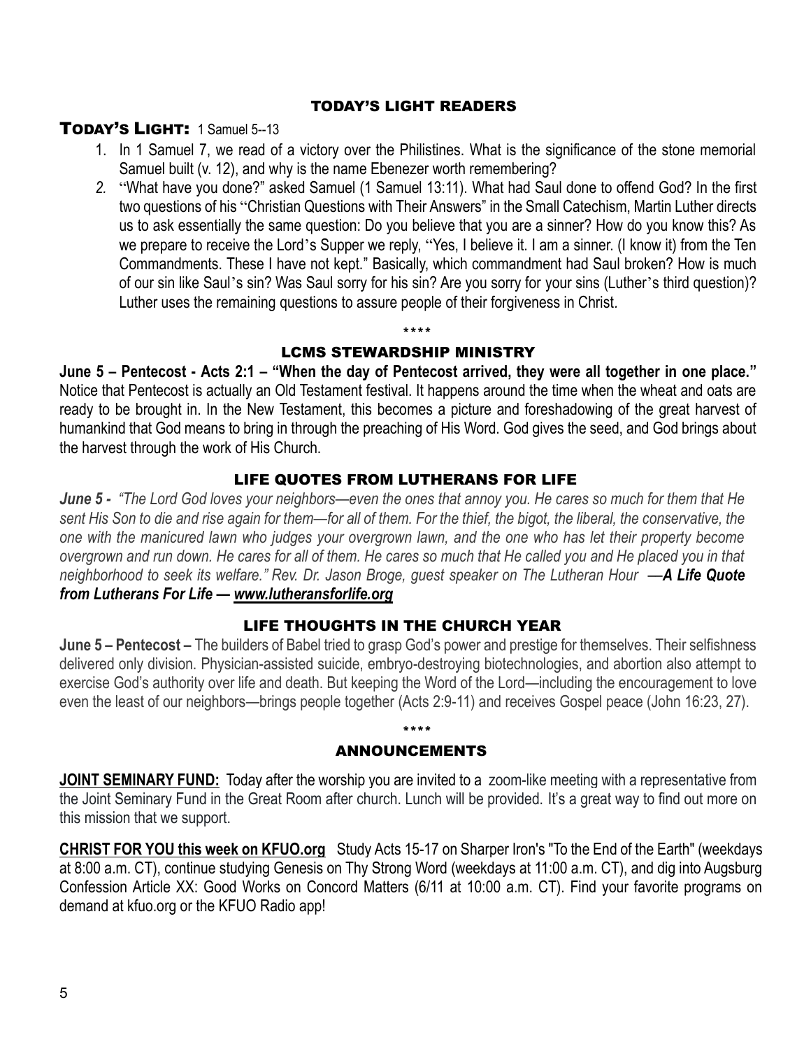## TODAY'S LIGHT READERS

**TODAY'S LIGHT:** 1 Samuel 5--13

1. In 1 Samuel 7, we read of a victory over the Philistines. What is the significance of the stone memorial Samuel built (v. 12), and why is the name Ebenezer worth remembering?
2. "What have you done?" asked Samuel (1 Samuel 13:11). What had Saul done to offend God? In the first two questions of his "Christian Questions with Their Answers" in the Small Catechism, Martin Luther directs us to ask essentially the same question: Do you believe that you are a sinner? How do you know this? As we prepare to receive the Lord's Supper we reply, "Yes, I believe it. I am a sinner. (I know it) from the Ten Commandments. These I have not kept." Basically, which commandment had Saul broken? How is much of our sin like Saul's sin? Was Saul sorry for his sin? Are you sorry for your sins (Luther's third question)? Luther uses the remaining questions to assure people of their forgiveness in Christ.

\*\*\*\*

## LCMS STEWARDSHIP MINISTRY

**June 5 – Pentecost - Acts 2:1 – "When the day of Pentecost arrived, they were all together in one place."** Notice that Pentecost is actually an Old Testament festival. It happens around the time when the wheat and oats are ready to be brought in. In the New Testament, this becomes a picture and foreshadowing of the great harvest of humankind that God means to bring in through the preaching of His Word. God gives the seed, and God brings about the harvest through the work of His Church.

## LIFE QUOTES FROM LUTHERANS FOR LIFE

***June 5 -*** *"The Lord God loves your neighbors—even the ones that annoy you. He cares so much for them that He sent His Son to die and rise again for them—for all of them. For the thief, the bigot, the liberal, the conservative, the one with the manicured lawn who judges your overgrown lawn, and the one who has let their property become overgrown and run down. He cares for all of them. He cares so much that He called you and He placed you in that neighborhood to seek its welfare." Rev. Dr. Jason Broge, guest speaker on The Lutheran Hour* ***—A Life Quote from Lutherans For Life — www.lutheransforlife.org***

## LIFE THOUGHTS IN THE CHURCH YEAR

**June 5 – Pentecost –** The builders of Babel tried to grasp God's power and prestige for themselves. Their selfishness delivered only division. Physician-assisted suicide, embryo-destroying biotechnologies, and abortion also attempt to exercise God's authority over life and death. But keeping the Word of the Lord—including the encouragement to love even the least of our neighbors—brings people together (Acts 2:9-11) and receives Gospel peace (John 16:23, 27).

\*\*\*\*

## ANNOUNCEMENTS

**JOINT SEMINARY FUND:** Today after the worship you are invited to a zoom-like meeting with a representative from the Joint Seminary Fund in the Great Room after church. Lunch will be provided. It's a great way to find out more on this mission that we support.

**CHRIST FOR YOU this week on KFUO.org** Study Acts 15-17 on Sharper Iron's "To the End of the Earth" (weekdays at 8:00 a.m. CT), continue studying Genesis on Thy Strong Word (weekdays at 11:00 a.m. CT), and dig into Augsburg Confession Article XX: Good Works on Concord Matters (6/11 at 10:00 a.m. CT). Find your favorite programs on demand at kfuo.org or the KFUO Radio app!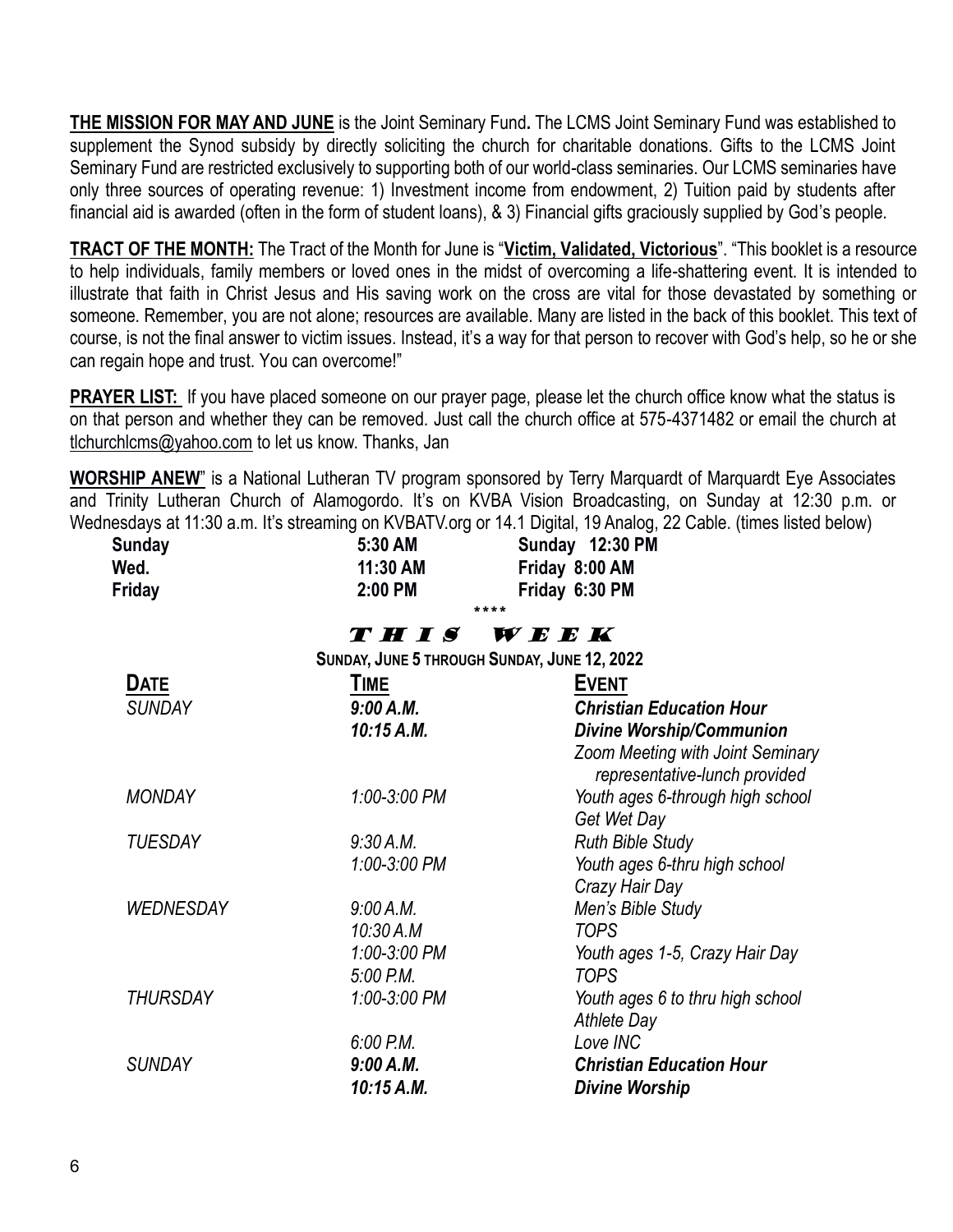**THE MISSION FOR MAY AND JUNE** is the Joint Seminary Fund**.** The LCMS Joint Seminary Fund was established to supplement the Synod subsidy by directly soliciting the church for charitable donations. Gifts to the LCMS Joint Seminary Fund are restricted exclusively to supporting both of our world-class seminaries. Our LCMS seminaries have only three sources of operating revenue: 1) Investment income from endowment, 2) Tuition paid by students after financial aid is awarded (often in the form of student loans), & 3) Financial gifts graciously supplied by God's people.

**TRACT OF THE MONTH:** The Tract of the Month for June is "**Victim, Validated, Victorious**". "This booklet is a resource to help individuals, family members or loved ones in the midst of overcoming a life-shattering event. It is intended to illustrate that faith in Christ Jesus and His saving work on the cross are vital for those devastated by something or someone. Remember, you are not alone; resources are available. Many are listed in the back of this booklet. This text of course, is not the final answer to victim issues. Instead, it's a way for that person to recover with God's help, so he or she can regain hope and trust. You can overcome!"

**PRAYER LIST:** If you have placed someone on our prayer page, please let the church office know what the status is on that person and whether they can be removed. Just call the church office at 575-4371482 or email the church at tlchurchlcms@yahoo.com to let us know. Thanks, Jan

**WORSHIP ANEW**" is a National Lutheran TV program sponsored by Terry Marquardt of Marquardt Eye Associates and Trinity Lutheran Church of Alamogordo. It's on KVBA Vision Broadcasting, on Sunday at 12:30 p.m. or Wednesdays at 11:30 a.m. It's streaming on KVBATV.org or 14.1 Digital, 19 Analog, 22 Cable. (times listed below)

| | | |
|---|---|---|
| **Sunday** | **5:30 AM** | **Sunday 12:30 PM** |
| **Wed.** | **11:30 AM** | **Friday 8:00 AM** |
| **Friday** | **2:00 PM** | **Friday 6:30 PM** |

****

## THIS WEEK

**SUNDAY, JUNE 5 THROUGH SUNDAY, JUNE 12, 2022**

| DATE | TIME | EVENT |
|---|---|---|
| *SUNDAY* | ***9:00 A.M.*** | ***Christian Education Hour*** |
| | ***10:15 A.M.*** | ***Divine Worship/Communion*** |
| | | *Zoom Meeting with Joint Seminary representative-lunch provided* |
| *MONDAY* | *1:00-3:00 PM* | *Youth ages 6-through high school Get Wet Day* |
| *TUESDAY* | *9:30 A.M.* | *Ruth Bible Study* |
| | *1:00-3:00 PM* | *Youth ages 6-thru high school Crazy Hair Day* |
| *WEDNESDAY* | *9:00 A.M.* | *Men's Bible Study* |
| | *10:30 A.M* | *TOPS* |
| | *1:00-3:00 PM* | *Youth ages 1-5, Crazy Hair Day* |
| | *5:00 P.M.* | *TOPS* |
| *THURSDAY* | *1:00-3:00 PM* | *Youth ages 6 to thru high school Athlete Day* |
| | *6:00 P.M.* | *Love INC* |
| *SUNDAY* | ***9:00 A.M.*** | ***Christian Education Hour*** |
| | ***10:15 A.M.*** | ***Divine Worship*** |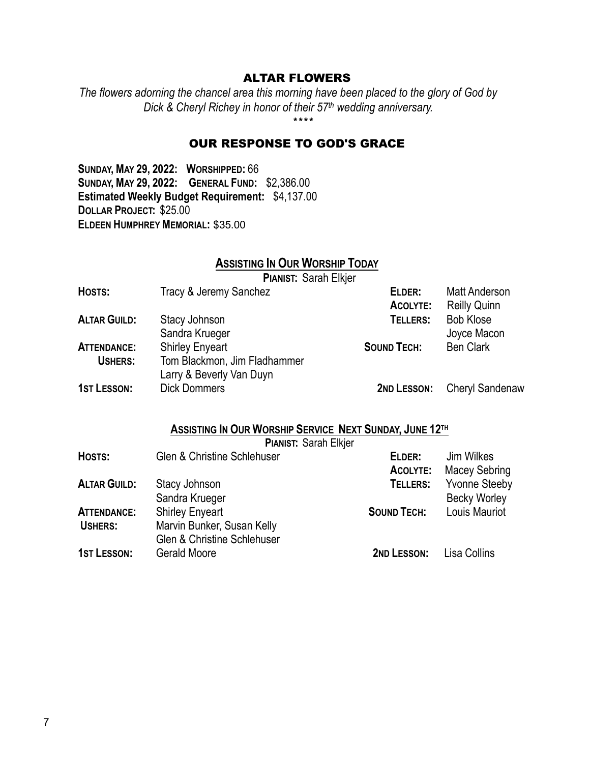## ALTAR FLOWERS

*The flowers adorning the chancel area this morning have been placed to the glory of God by Dick & Cheryl Richey in honor of their 57th wedding anniversary.*

****

## OUR RESPONSE TO GOD'S GRACE

**SUNDAY, MAY 29, 2022: WORSHIPPED:** 66
**SUNDAY, MAY 29, 2022: GENERAL FUND:** $2,386.00
**Estimated Weekly Budget Requirement:** $4,137.00
**DOLLAR PROJECT:** $25.00
**ELDEEN HUMPHREY MEMORIAL:** $35.00

### ASSISTING IN OUR WORSHIP TODAY

**PIANIST:** Sarah Elkjer

| | | | |
|---|---|---|---|
| **HOSTS:** | Tracy & Jeremy Sanchez | **ELDER:** | Matt Anderson |
| | | **ACOLYTE:** | Reilly Quinn |
| **ALTAR GUILD:** | Stacy Johnson<br>Sandra Krueger | **TELLERS:** | Bob Klose<br>Joyce Macon |
| **ATTENDANCE:** | Shirley Enyeart | **SOUND TECH:** | Ben Clark |
| **USHERS:** | Tom Blackmon, Jim Fladhammer<br>Larry & Beverly Van Duyn | | |
| **1ST LESSON:** | Dick Dommers | **2ND LESSON:** | Cheryl Sandenaw |

### ASSISTING IN OUR WORSHIP SERVICE NEXT SUNDAY, JUNE 12TH

**PIANIST:** Sarah Elkjer

| | | | |
|---|---|---|---|
| **HOSTS:** | Glen & Christine Schlehuser | **ELDER:** | Jim Wilkes |
| | | **ACOLYTE:** | Macey Sebring |
| **ALTAR GUILD:** | Stacy Johnson<br>Sandra Krueger | **TELLERS:** | Yvonne Steeby<br>Becky Worley |
| **ATTENDANCE:** | Shirley Enyeart | **SOUND TECH:** | Louis Mauriot |
| **USHERS:** | Marvin Bunker, Susan Kelly<br>Glen & Christine Schlehuser | | |
| **1ST LESSON:** | Gerald Moore | **2ND LESSON:** | Lisa Collins |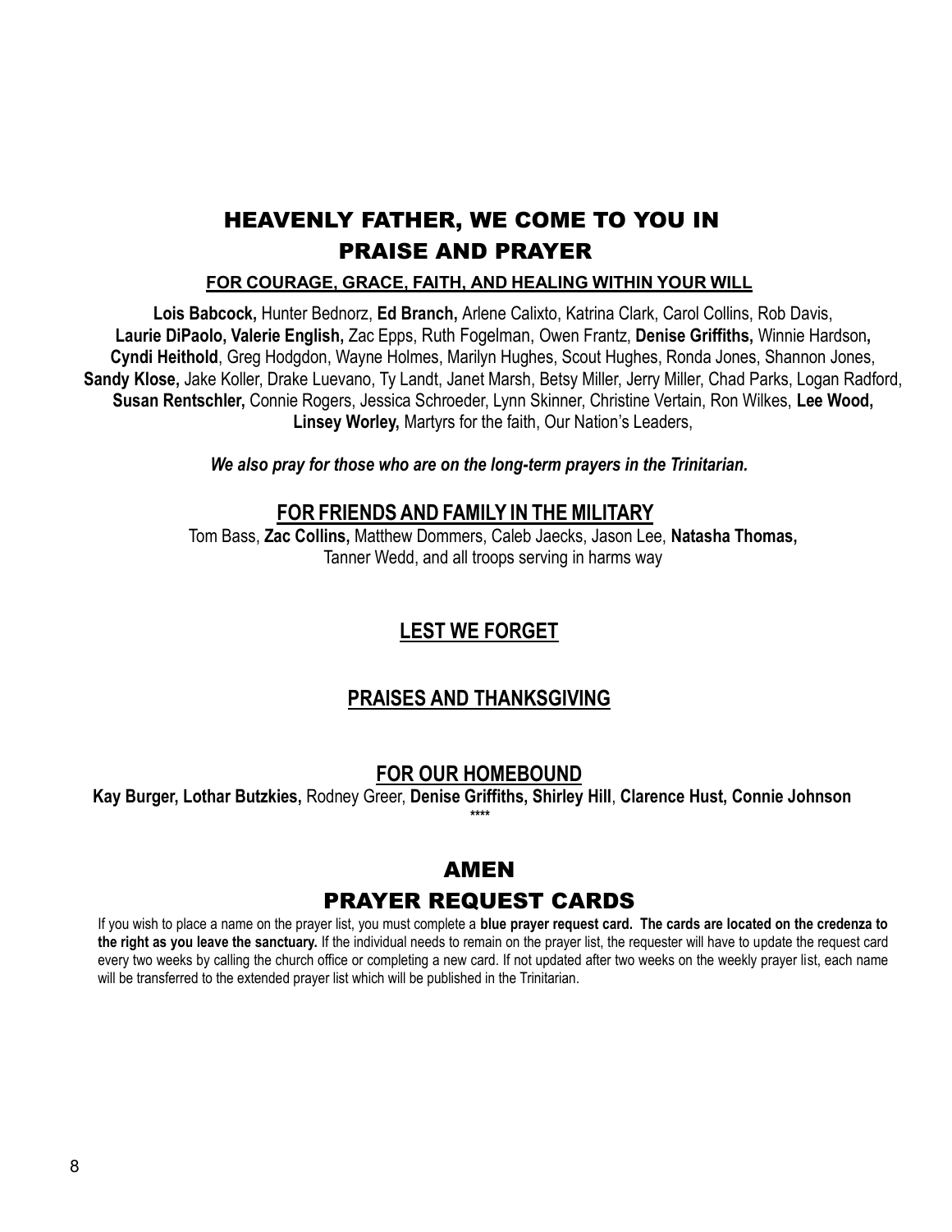# HEAVENLY FATHER, WE COME TO YOU IN PRAISE AND PRAYER

## FOR COURAGE, GRACE, FAITH, AND HEALING WITHIN YOUR WILL

**Lois Babcock,** Hunter Bednorz, **Ed Branch,** Arlene Calixto, Katrina Clark, Carol Collins, Rob Davis, **Laurie DiPaolo, Valerie English,** Zac Epps, Ruth Fogelman, Owen Frantz, **Denise Griffiths,** Winnie Hardson**,** **Cyndi Heithold**, Greg Hodgdon, Wayne Holmes, Marilyn Hughes, Scout Hughes, Ronda Jones, Shannon Jones, **Sandy Klose,** Jake Koller, Drake Luevano, Ty Landt, Janet Marsh, Betsy Miller, Jerry Miller, Chad Parks, Logan Radford, **Susan Rentschler,** Connie Rogers, Jessica Schroeder, Lynn Skinner, Christine Vertain, Ron Wilkes, **Lee Wood, Linsey Worley,** Martyrs for the faith, Our Nation's Leaders,

***We also pray for those who are on the long-term prayers in the Trinitarian.***

## FOR FRIENDS AND FAMILY IN THE MILITARY

Tom Bass, **Zac Collins,** Matthew Dommers, Caleb Jaecks, Jason Lee, **Natasha Thomas,** Tanner Wedd, and all troops serving in harms way

## LEST WE FORGET

## PRAISES AND THANKSGIVING

## FOR OUR HOMEBOUND

**Kay Burger, Lothar Butzkies,** Rodney Greer, **Denise Griffiths, Shirley Hill**, **Clarence Hust, Connie Johnson**

****

# AMEN

# PRAYER REQUEST CARDS

If you wish to place a name on the prayer list, you must complete a **blue prayer request card. The cards are located on the credenza to the right as you leave the sanctuary.** If the individual needs to remain on the prayer list, the requester will have to update the request card every two weeks by calling the church office or completing a new card. If not updated after two weeks on the weekly prayer list, each name will be transferred to the extended prayer list which will be published in the Trinitarian.